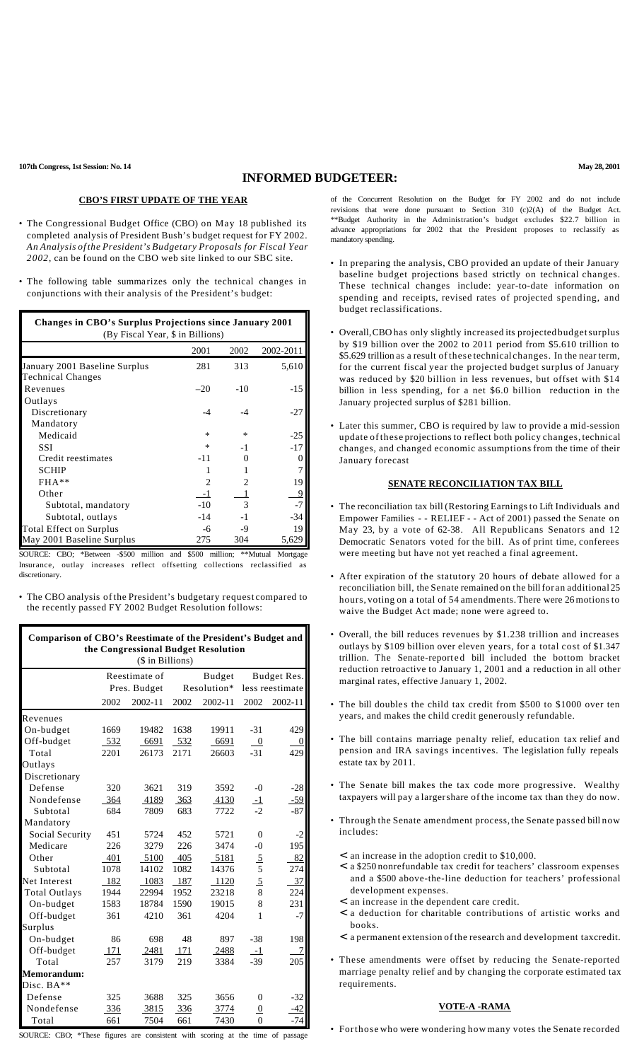**107th Congress, 1st Session: No. 14** **May 28, 2001**

# INFORMED BUDGETEER:

## CBO'S FIRST UPDATE OF THE YEAR

- The Congressional Budget Office (CBO) on May 18 published its completed analysis of President Bush's budget request for FY 2002. *An Analysis of the President's Budgetary Proposals for Fiscal Year 2002*, can be found on the CBO web site linked to our SBC site.

- The following table summarizes only the technical changes in conjunctions with their analysis of the President's budget:

**Changes in CBO's Surplus Projections since January 2001**
(By Fiscal Year, $ in Billions)

| | 2001 | 2002 | 2002-2011 |
|---|---|---|---|
| January 2001 Baseline Surplus | 281 | 313 | 5,610 |
| Technical Changes | | | |
| Revenues | –20 | -10 | -15 |
| Outlays | | | |
| Discretionary | -4 | -4 | -27 |
| Mandatory | | | |
| Medicaid | * | * | -25 |
| SSI | * | -1 | -17 |
| Credit reestimates | -11 | 0 | 0 |
| SCHIP | 1 | 1 | 7 |
| FHA** | 2 | 2 | 19 |
| Other | -1 | 1 | 9 |
| Subtotal, mandatory | -10 | 3 | -7 |
| Subtotal, outlays | -14 | -1 | -34 |
| Total Effect on Surplus | -6 | -9 | 19 |
| May 2001 Baseline Surplus | 275 | 304 | 5,629 |

SOURCE: CBO; *Between -$500 million and $500 million; **Mutual Mortgage Insurance, outlay increases reflect offsetting collections reclassified as discretionary.

- The CBO analysis of the President's budgetary request compared to the recently passed FY 2002 Budget Resolution follows:

**Comparison of CBO's Reestimate of the President's Budget and the Congressional Budget Resolution**
($ in Billions)

| | Reestimate of Pres. Budget | | Budget Resolution* | | Budget Res. less reestimate | |
|---|---|---|---|---|---|---|
| | 2002 | 2002-11 | 2002 | 2002-11 | 2002 | 2002-11 |
| Revenues | | | | | | |
| On-budget | 1669 | 19482 | 1638 | 19911 | -31 | 429 |
| Off-budget | 532 | 6691 | 532 | 6691 | 0 | 0 |
| Total | 2201 | 26173 | 2171 | 26603 | -31 | 429 |
| Outlays | | | | | | |
| Discretionary | | | | | | |
| Defense | 320 | 3621 | 319 | 3592 | -0 | -28 |
| Nondefense | 364 | 4189 | 363 | 4130 | -1 | -59 |
| Subtotal | 684 | 7809 | 683 | 7722 | -2 | -87 |
| Mandatory | | | | | | |
| Social Security | 451 | 5724 | 452 | 5721 | 0 | -2 |
| Medicare | 226 | 3279 | 226 | 3474 | -0 | 195 |
| Other | 401 | 5100 | 405 | 5181 | 5 | 82 |
| Subtotal | 1078 | 14102 | 1082 | 14376 | 5 | 274 |
| Net Interest | 182 | 1083 | 187 | 1120 | 5 | 37 |
| Total Outlays | 1944 | 22994 | 1952 | 23218 | 8 | 224 |
| On-budget | 1583 | 18784 | 1590 | 19015 | 8 | 231 |
| Off-budget | 361 | 4210 | 361 | 4204 | 1 | -7 |
| Surplus | | | | | | |
| On-budget | 86 | 698 | 48 | 897 | -38 | 198 |
| Off-budget | 171 | 2481 | 171 | 2488 | -1 | 7 |
| Total | 257 | 3179 | 219 | 3384 | -39 | 205 |
| **Memorandum:** | | | | | | |
| Disc. BA** | | | | | | |
| Defense | 325 | 3688 | 325 | 3656 | 0 | -32 |
| Nondefense | 336 | 3815 | 336 | 3774 | 0 | -42 |
| Total | 661 | 7504 | 661 | 7430 | 0 | -74 |

SOURCE: CBO; *These figures are consistent with scoring at the time of passage of the Concurrent Resolution on the Budget for FY 2002 and do not include revisions that were done pursuant to Section 310 (c)2(A) of the Budget Act. **Budget Authority in the Administration's budget excludes $22.7 billion in advance appropriations for 2002 that the President proposes to reclassify as mandatory spending.

- In preparing the analysis, CBO provided an update of their January baseline budget projections based strictly on technical changes. These technical changes include: year-to-date information on spending and receipts, revised rates of projected spending, and budget reclassifications.

- Overall, CBO has only slightly increased its projected budget surplus by $19 billion over the 2002 to 2011 period from $5.610 trillion to $5.629 trillion as a result of these technical changes. In the near term, for the current fiscal year the projected budget surplus of January was reduced by $20 billion in less revenues, but offset with $14 billion in less spending, for a net $6.0 billion reduction in the January projected surplus of $281 billion.

- Later this summer, CBO is required by law to provide a mid-session update of these projections to reflect both policy changes, technical changes, and changed economic assumptions from the time of their January forecast

## SENATE RECONCILIATION TAX BILL

- The reconciliation tax bill (Restoring Earnings to Lift Individuals and Empower Families - - RELIEF - - Act of 2001) passed the Senate on May 23, by a vote of 62-38. All Republicans Senators and 12 Democratic Senators voted for the bill. As of print time, conferees were meeting but have not yet reached a final agreement.

- After expiration of the statutory 20 hours of debate allowed for a reconciliation bill, the Senate remained on the bill for an additional 25 hours, voting on a total of 54 amendments. There were 26 motions to waive the Budget Act made; none were agreed to.

- Overall, the bill reduces revenues by $1.238 trillion and increases outlays by $109 billion over eleven years, for a total cost of $1.347 trillion. The Senate-reported bill included the bottom bracket reduction retroactive to January 1, 2001 and a reduction in all other marginal rates, effective January 1, 2002.

- The bill doubles the child tax credit from $500 to $1000 over ten years, and makes the child credit generously refundable.

- The bill contains marriage penalty relief, education tax relief and pension and IRA savings incentives. The legislation fully repeals estate tax by 2011.

- The Senate bill makes the tax code more progressive. Wealthy taxpayers will pay a larger share of the income tax than they do now.

- Through the Senate amendment process, the Senate passed bill now includes:

  - an increase in the adoption credit to $10,000.
  - a $250 nonrefundable tax credit for teachers' classroom expenses and a $500 above-the-line deduction for teachers' professional development expenses.
  - an increase in the dependent care credit.
  - a deduction for charitable contributions of artistic works and books.
  - a permanent extension of the research and development tax credit.

- These amendments were offset by reducing the Senate-reported marriage penalty relief and by changing the corporate estimated tax requirements.

## VOTE-A -RAMA

- For those who were wondering how many votes the Senate recorded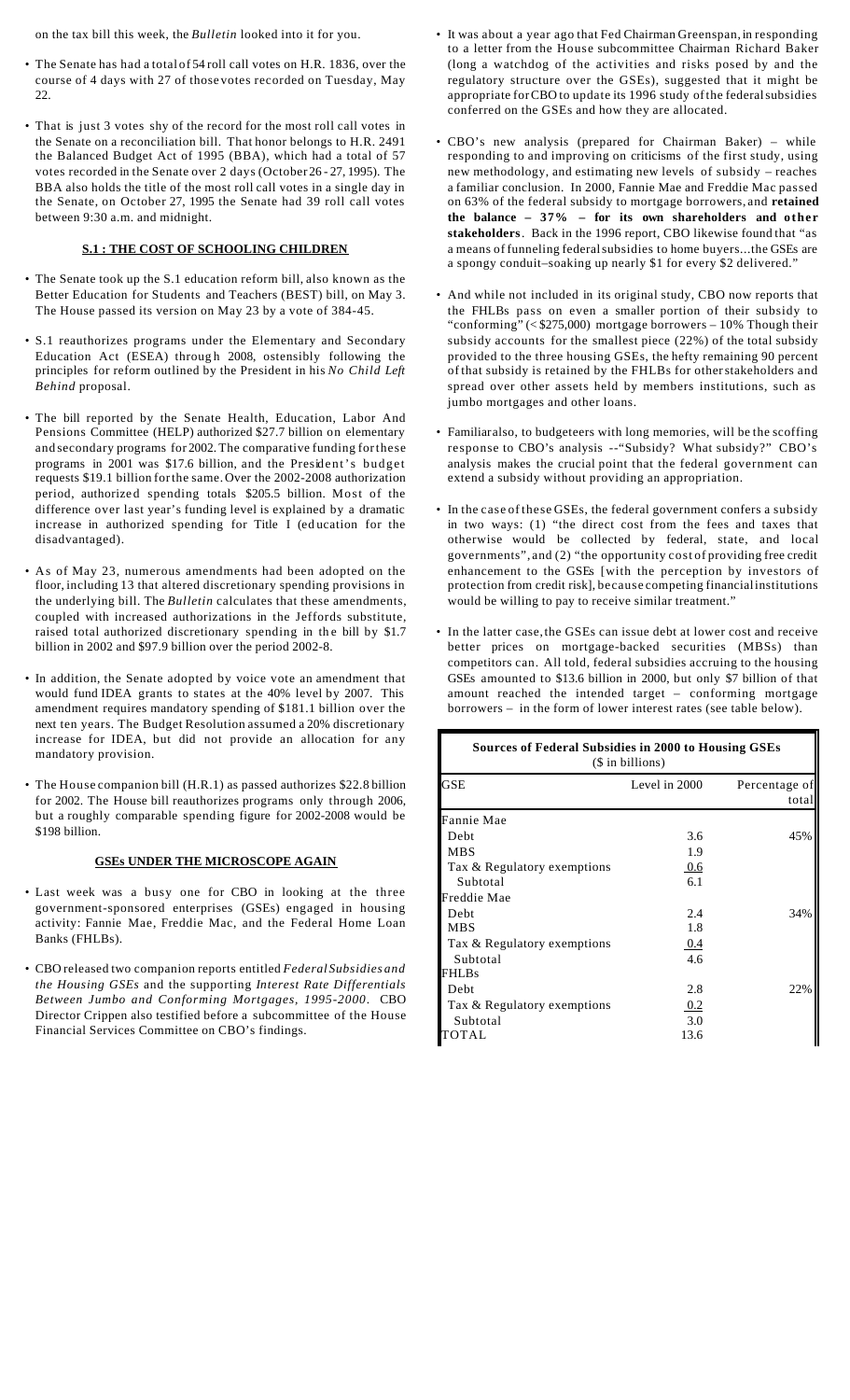on the tax bill this week, the *Bulletin* looked into it for you.

- The Senate has had a total of 54 roll call votes on H.R. 1836, over the course of 4 days with 27 of those votes recorded on Tuesday, May 22.
- That is just 3 votes shy of the record for the most roll call votes in the Senate on a reconciliation bill. That honor belongs to H.R. 2491 the Balanced Budget Act of 1995 (BBA), which had a total of 57 votes recorded in the Senate over 2 days (October 26 - 27, 1995). The BBA also holds the title of the most roll call votes in a single day in the Senate, on October 27, 1995 the Senate had 39 roll call votes between 9:30 a.m. and midnight.

## S.1 : THE COST OF SCHOOLING CHILDREN

- The Senate took up the S.1 education reform bill, also known as the Better Education for Students and Teachers (BEST) bill, on May 3. The House passed its version on May 23 by a vote of 384-45.
- S.1 reauthorizes programs under the Elementary and Secondary Education Act (ESEA) through 2008, ostensibly following the principles for reform outlined by the President in his *No Child Left Behind* proposal.
- The bill reported by the Senate Health, Education, Labor And Pensions Committee (HELP) authorized $27.7 billion on elementary and secondary programs for 2002. The comparative funding for these programs in 2001 was $17.6 billion, and the President's budget requests $19.1 billion for the same. Over the 2002-2008 authorization period, authorized spending totals $205.5 billion. Most of the difference over last year's funding level is explained by a dramatic increase in authorized spending for Title I (education for the disadvantaged).
- As of May 23, numerous amendments had been adopted on the floor, including 13 that altered discretionary spending provisions in the underlying bill. The *Bulletin* calculates that these amendments, coupled with increased authorizations in the Jeffords substitute, raised total authorized discretionary spending in the bill by $1.7 billion in 2002 and $97.9 billion over the period 2002-8.
- In addition, the Senate adopted by voice vote an amendment that would fund IDEA grants to states at the 40% level by 2007. This amendment requires mandatory spending of $181.1 billion over the next ten years. The Budget Resolution assumed a 20% discretionary increase for IDEA, but did not provide an allocation for any mandatory provision.
- The House companion bill (H.R.1) as passed authorizes $22.8 billion for 2002. The House bill reauthorizes programs only through 2006, but a roughly comparable spending figure for 2002-2008 would be $198 billion.

## GSEs UNDER THE MICROSCOPE AGAIN

- Last week was a busy one for CBO in looking at the three government-sponsored enterprises (GSEs) engaged in housing activity: Fannie Mae, Freddie Mac, and the Federal Home Loan Banks (FHLBs).
- CBO released two companion reports entitled *Federal Subsidies and the Housing GSEs* and the supporting *Interest Rate Differentials Between Jumbo and Conforming Mortgages, 1995-2000*. CBO Director Crippen also testified before a subcommittee of the House Financial Services Committee on CBO's findings.
- It was about a year ago that Fed Chairman Greenspan, in responding to a letter from the House subcommittee Chairman Richard Baker (long a watchdog of the activities and risks posed by and the regulatory structure over the GSEs), suggested that it might be appropriate for CBO to update its 1996 study of the federal subsidies conferred on the GSEs and how they are allocated.
- CBO's new analysis (prepared for Chairman Baker) – while responding to and improving on criticisms of the first study, using new methodology, and estimating new levels of subsidy – reaches a familiar conclusion. In 2000, Fannie Mae and Freddie Mac passed on 63% of the federal subsidy to mortgage borrowers, and **retained the balance – 37% – for its own shareholders and other stakeholders**. Back in the 1996 report, CBO likewise found that "as a means of funneling federal subsidies to home buyers…the GSEs are a spongy conduit–soaking up nearly $1 for every $2 delivered."
- And while not included in its original study, CBO now reports that the FHLBs pass on even a smaller portion of their subsidy to "conforming" (< $275,000) mortgage borrowers – 10% Though their subsidy accounts for the smallest piece (22%) of the total subsidy provided to the three housing GSEs, the hefty remaining 90 percent of that subsidy is retained by the FHLBs for other stakeholders and spread over other assets held by members institutions, such as jumbo mortgages and other loans.
- Familiar also, to budgeteers with long memories, will be the scoffing response to CBO's analysis --"Subsidy? What subsidy?" CBO's analysis makes the crucial point that the federal government can extend a subsidy without providing an appropriation.
- In the case of these GSEs, the federal government confers a subsidy in two ways: (1) "the direct cost from the fees and taxes that otherwise would be collected by federal, state, and local governments", and (2) "the opportunity cost of providing free credit enhancement to the GSEs [with the perception by investors of protection from credit risk], because competing financial institutions would be willing to pay to receive similar treatment."
- In the latter case, the GSEs can issue debt at lower cost and receive better prices on mortgage-backed securities (MBSs) than competitors can. All told, federal subsidies accruing to the housing GSEs amounted to $13.6 billion in 2000, but only $7 billion of that amount reached the intended target – conforming mortgage borrowers – in the form of lower interest rates (see table below).

**Sources of Federal Subsidies in 2000 to Housing GSEs**
($ in billions)

| GSE | Level in 2000 | Percentage of total |
|---|---|---|
| Fannie Mae | | |
| Debt | 3.6 | 45% |
| MBS | 1.9 | |
| Tax & Regulatory exemptions | 0.6 | |
| Subtotal | 6.1 | |
| Freddie Mae | | |
| Debt | 2.4 | 34% |
| MBS | 1.8 | |
| Tax & Regulatory exemptions | 0.4 | |
| Subtotal | 4.6 | |
| FHLBs | | |
| Debt | 2.8 | 22% |
| Tax & Regulatory exemptions | 0.2 | |
| Subtotal | 3.0 | |
| TOTAL | 13.6 | |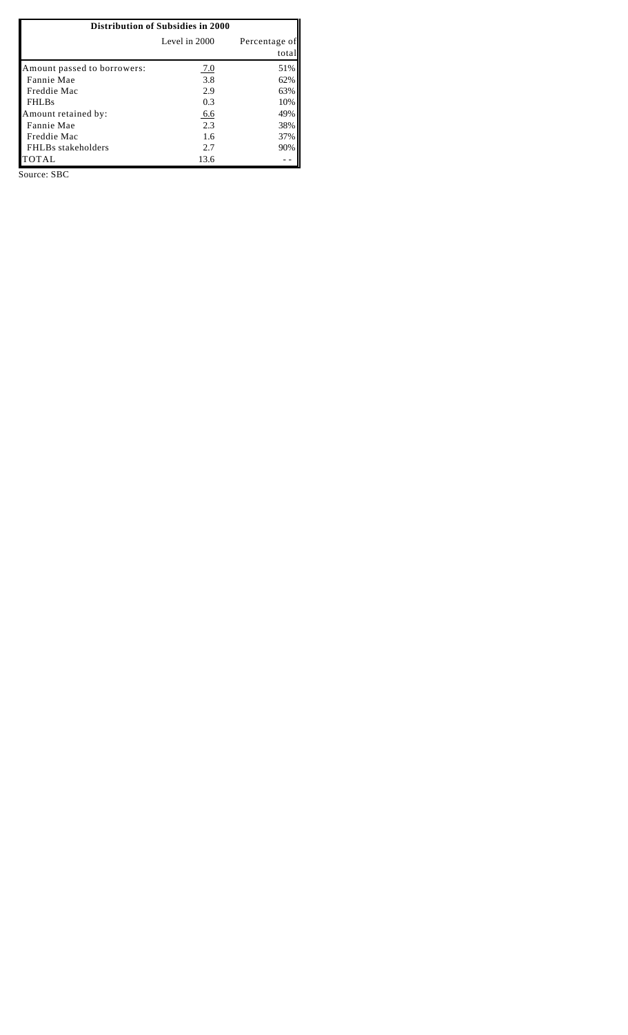| Distribution of Subsidies in 2000 | | |
|---|---|---|
| | Level in 2000 | Percentage of total |
| Amount passed to borrowers: | 7.0 | 51% |
| Fannie Mae | 3.8 | 62% |
| Freddie Mac | 2.9 | 63% |
| FHLBs | 0.3 | 10% |
| Amount retained by: | 6.6 | 49% |
| Fannie Mae | 2.3 | 38% |
| Freddie Mac | 1.6 | 37% |
| FHLBs stakeholders | 2.7 | 90% |
| TOTAL | 13.6 | - - |

Source: SBC